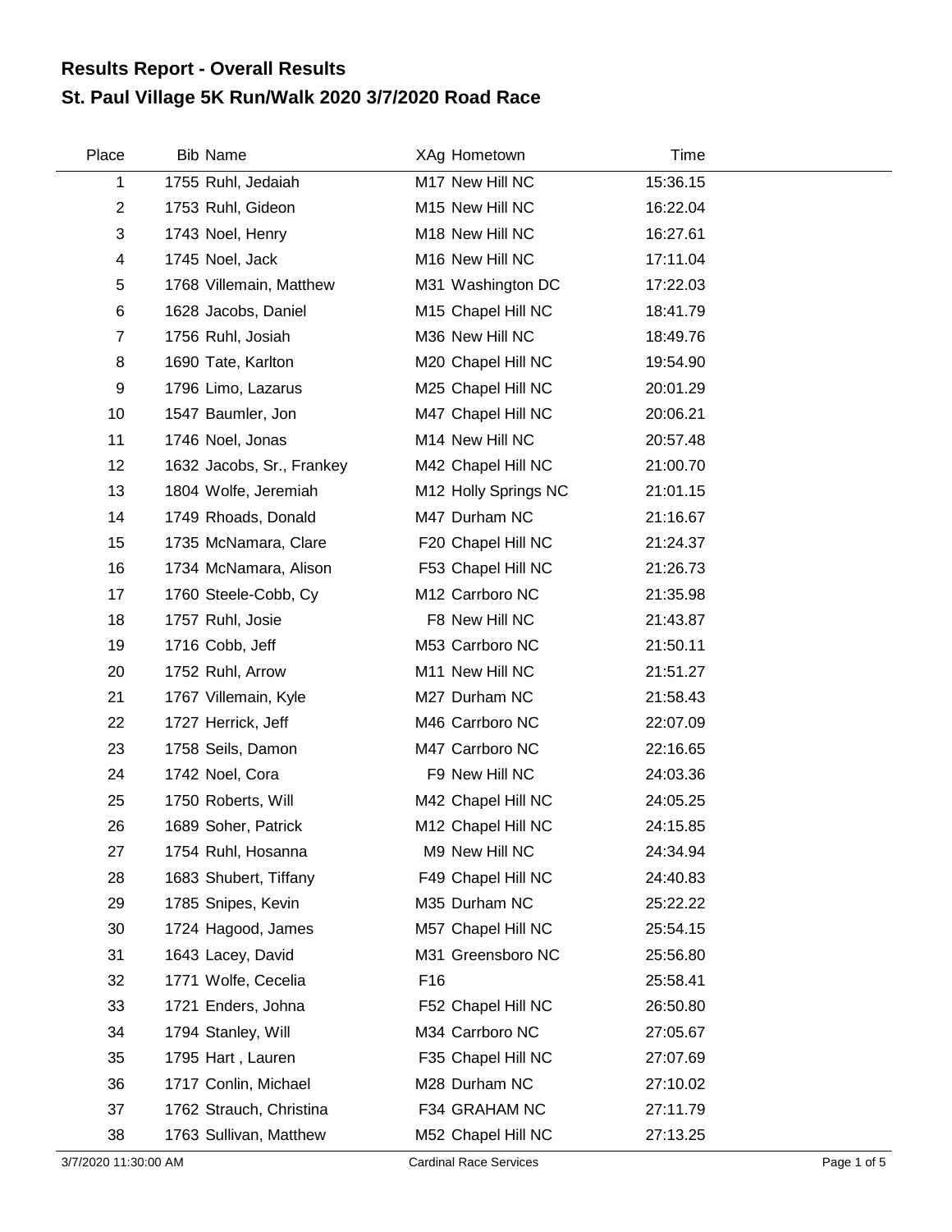# Results Report - Overall Results

## St. Paul Village 5K Run/Walk 2020 3/7/2020 Road Race

| Place | Bib | Name | XAg | Hometown | Time |
|---|---|---|---|---|---|
| 1 | 1755 | Ruhl, Jedaiah | M17 | New Hill NC | 15:36.15 |
| 2 | 1753 | Ruhl, Gideon | M15 | New Hill NC | 16:22.04 |
| 3 | 1743 | Noel, Henry | M18 | New Hill NC | 16:27.61 |
| 4 | 1745 | Noel, Jack | M16 | New Hill NC | 17:11.04 |
| 5 | 1768 | Villemain, Matthew | M31 | Washington DC | 17:22.03 |
| 6 | 1628 | Jacobs, Daniel | M15 | Chapel Hill NC | 18:41.79 |
| 7 | 1756 | Ruhl, Josiah | M36 | New Hill NC | 18:49.76 |
| 8 | 1690 | Tate, Karlton | M20 | Chapel Hill NC | 19:54.90 |
| 9 | 1796 | Limo, Lazarus | M25 | Chapel Hill NC | 20:01.29 |
| 10 | 1547 | Baumler, Jon | M47 | Chapel Hill NC | 20:06.21 |
| 11 | 1746 | Noel, Jonas | M14 | New Hill NC | 20:57.48 |
| 12 | 1632 | Jacobs, Sr., Frankey | M42 | Chapel Hill NC | 21:00.70 |
| 13 | 1804 | Wolfe, Jeremiah | M12 | Holly Springs NC | 21:01.15 |
| 14 | 1749 | Rhoads, Donald | M47 | Durham NC | 21:16.67 |
| 15 | 1735 | McNamara, Clare | F20 | Chapel Hill NC | 21:24.37 |
| 16 | 1734 | McNamara, Alison | F53 | Chapel Hill NC | 21:26.73 |
| 17 | 1760 | Steele-Cobb, Cy | M12 | Carrboro NC | 21:35.98 |
| 18 | 1757 | Ruhl, Josie | F8 | New Hill NC | 21:43.87 |
| 19 | 1716 | Cobb, Jeff | M53 | Carrboro NC | 21:50.11 |
| 20 | 1752 | Ruhl, Arrow | M11 | New Hill NC | 21:51.27 |
| 21 | 1767 | Villemain, Kyle | M27 | Durham NC | 21:58.43 |
| 22 | 1727 | Herrick, Jeff | M46 | Carrboro NC | 22:07.09 |
| 23 | 1758 | Seils, Damon | M47 | Carrboro NC | 22:16.65 |
| 24 | 1742 | Noel, Cora | F9 | New Hill NC | 24:03.36 |
| 25 | 1750 | Roberts, Will | M42 | Chapel Hill NC | 24:05.25 |
| 26 | 1689 | Soher, Patrick | M12 | Chapel Hill NC | 24:15.85 |
| 27 | 1754 | Ruhl, Hosanna | M9 | New Hill NC | 24:34.94 |
| 28 | 1683 | Shubert, Tiffany | F49 | Chapel Hill NC | 24:40.83 |
| 29 | 1785 | Snipes, Kevin | M35 | Durham NC | 25:22.22 |
| 30 | 1724 | Hagood, James | M57 | Chapel Hill NC | 25:54.15 |
| 31 | 1643 | Lacey, David | M31 | Greensboro NC | 25:56.80 |
| 32 | 1771 | Wolfe, Cecelia | F16 | | 25:58.41 |
| 33 | 1721 | Enders, Johna | F52 | Chapel Hill NC | 26:50.80 |
| 34 | 1794 | Stanley, Will | M34 | Carrboro NC | 27:05.67 |
| 35 | 1795 | Hart , Lauren | F35 | Chapel Hill NC | 27:07.69 |
| 36 | 1717 | Conlin, Michael | M28 | Durham NC | 27:10.02 |
| 37 | 1762 | Strauch, Christina | F34 | GRAHAM NC | 27:11.79 |
| 38 | 1763 | Sullivan, Matthew | M52 | Chapel Hill NC | 27:13.25 |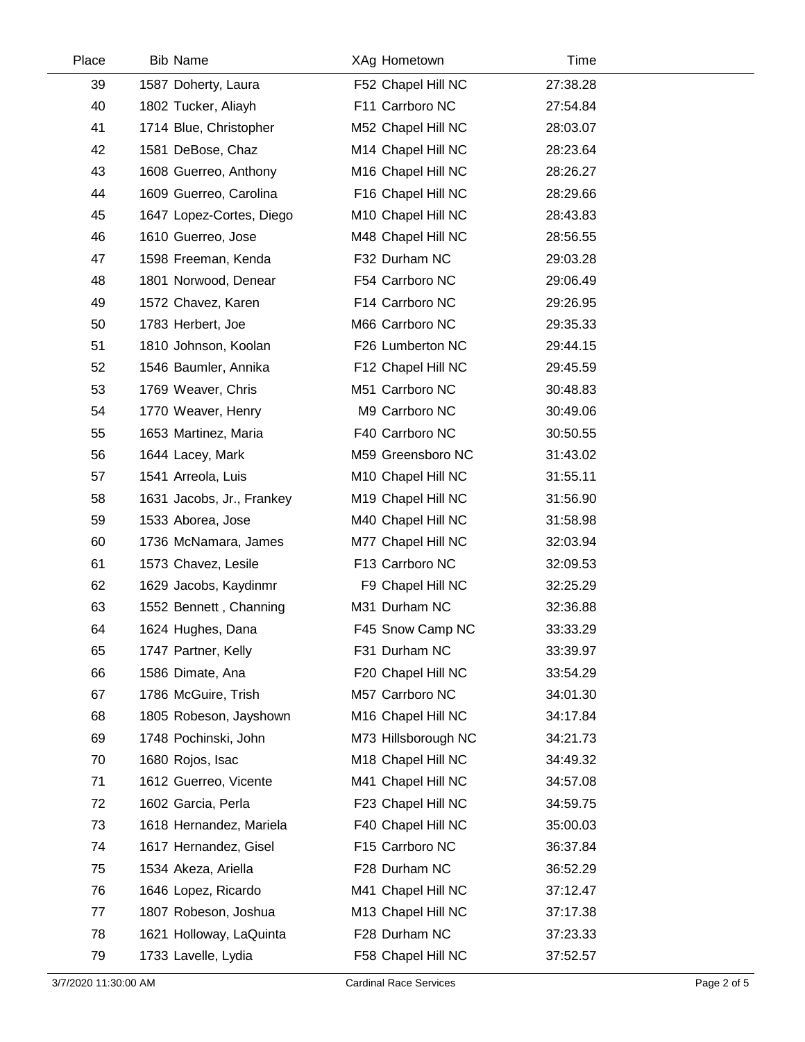| Place | Bib | Name | XAg | Hometown | Time |
|---|---|---|---|---|---|
| 39 | 1587 | Doherty, Laura | F52 | Chapel Hill NC | 27:38.28 |
| 40 | 1802 | Tucker, Aliayh | F11 | Carrboro NC | 27:54.84 |
| 41 | 1714 | Blue, Christopher | M52 | Chapel Hill NC | 28:03.07 |
| 42 | 1581 | DeBose, Chaz | M14 | Chapel Hill NC | 28:23.64 |
| 43 | 1608 | Guerreo, Anthony | M16 | Chapel Hill NC | 28:26.27 |
| 44 | 1609 | Guerreo, Carolina | F16 | Chapel Hill NC | 28:29.66 |
| 45 | 1647 | Lopez-Cortes, Diego | M10 | Chapel Hill NC | 28:43.83 |
| 46 | 1610 | Guerreo, Jose | M48 | Chapel Hill NC | 28:56.55 |
| 47 | 1598 | Freeman, Kenda | F32 | Durham NC | 29:03.28 |
| 48 | 1801 | Norwood, Denear | F54 | Carrboro NC | 29:06.49 |
| 49 | 1572 | Chavez, Karen | F14 | Carrboro NC | 29:26.95 |
| 50 | 1783 | Herbert, Joe | M66 | Carrboro NC | 29:35.33 |
| 51 | 1810 | Johnson, Koolan | F26 | Lumberton NC | 29:44.15 |
| 52 | 1546 | Baumler, Annika | F12 | Chapel Hill NC | 29:45.59 |
| 53 | 1769 | Weaver, Chris | M51 | Carrboro NC | 30:48.83 |
| 54 | 1770 | Weaver, Henry | M9 | Carrboro NC | 30:49.06 |
| 55 | 1653 | Martinez, Maria | F40 | Carrboro NC | 30:50.55 |
| 56 | 1644 | Lacey, Mark | M59 | Greensboro NC | 31:43.02 |
| 57 | 1541 | Arreola, Luis | M10 | Chapel Hill NC | 31:55.11 |
| 58 | 1631 | Jacobs, Jr., Frankey | M19 | Chapel Hill NC | 31:56.90 |
| 59 | 1533 | Aborea, Jose | M40 | Chapel Hill NC | 31:58.98 |
| 60 | 1736 | McNamara, James | M77 | Chapel Hill NC | 32:03.94 |
| 61 | 1573 | Chavez, Lesile | F13 | Carrboro NC | 32:09.53 |
| 62 | 1629 | Jacobs, Kaydinmr | F9 | Chapel Hill NC | 32:25.29 |
| 63 | 1552 | Bennett , Channing | M31 | Durham NC | 32:36.88 |
| 64 | 1624 | Hughes, Dana | F45 | Snow Camp NC | 33:33.29 |
| 65 | 1747 | Partner, Kelly | F31 | Durham NC | 33:39.97 |
| 66 | 1586 | Dimate, Ana | F20 | Chapel Hill NC | 33:54.29 |
| 67 | 1786 | McGuire, Trish | M57 | Carrboro NC | 34:01.30 |
| 68 | 1805 | Robeson, Jayshown | M16 | Chapel Hill NC | 34:17.84 |
| 69 | 1748 | Pochinski, John | M73 | Hillsborough NC | 34:21.73 |
| 70 | 1680 | Rojos, Isac | M18 | Chapel Hill NC | 34:49.32 |
| 71 | 1612 | Guerreo, Vicente | M41 | Chapel Hill NC | 34:57.08 |
| 72 | 1602 | Garcia, Perla | F23 | Chapel Hill NC | 34:59.75 |
| 73 | 1618 | Hernandez, Mariela | F40 | Chapel Hill NC | 35:00.03 |
| 74 | 1617 | Hernandez, Gisel | F15 | Carrboro NC | 36:37.84 |
| 75 | 1534 | Akeza, Ariella | F28 | Durham NC | 36:52.29 |
| 76 | 1646 | Lopez, Ricardo | M41 | Chapel Hill NC | 37:12.47 |
| 77 | 1807 | Robeson, Joshua | M13 | Chapel Hill NC | 37:17.38 |
| 78 | 1621 | Holloway, LaQuinta | F28 | Durham NC | 37:23.33 |
| 79 | 1733 | Lavelle, Lydia | F58 | Chapel Hill NC | 37:52.57 |

3/7/2020 11:30:00 AM — Cardinal Race Services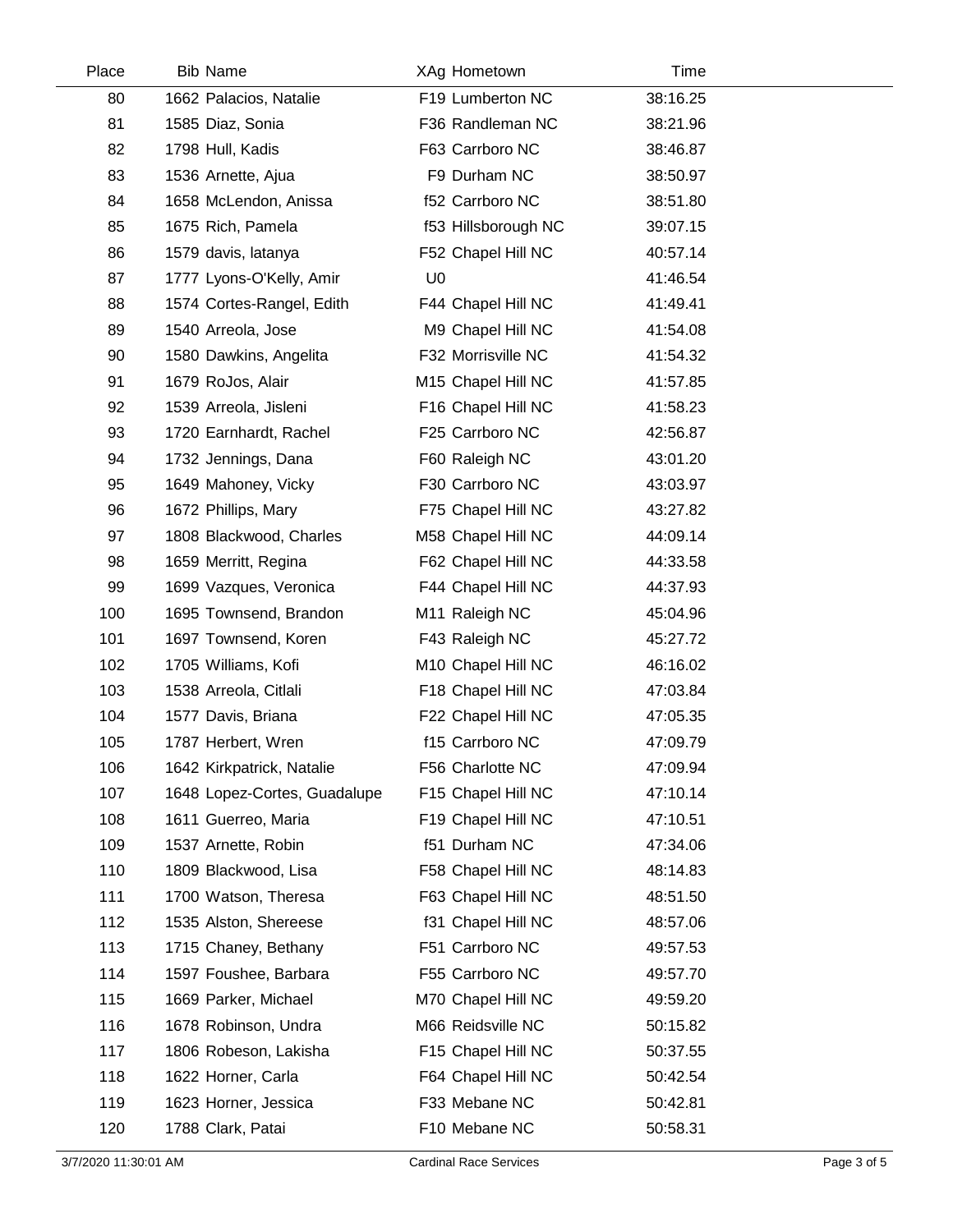| Place | Bib | Name | XAg | Hometown | Time |
|---|---|---|---|---|---|
| 80 | 1662 | Palacios, Natalie | F19 | Lumberton NC | 38:16.25 |
| 81 | 1585 | Diaz, Sonia | F36 | Randleman NC | 38:21.96 |
| 82 | 1798 | Hull, Kadis | F63 | Carrboro NC | 38:46.87 |
| 83 | 1536 | Arnette, Ajua | F9 | Durham NC | 38:50.97 |
| 84 | 1658 | McLendon, Anissa | f52 | Carrboro NC | 38:51.80 |
| 85 | 1675 | Rich, Pamela | f53 | Hillsborough NC | 39:07.15 |
| 86 | 1579 | davis, latanya | F52 | Chapel Hill NC | 40:57.14 |
| 87 | 1777 | Lyons-O'Kelly, Amir | U0 | | 41:46.54 |
| 88 | 1574 | Cortes-Rangel, Edith | F44 | Chapel Hill NC | 41:49.41 |
| 89 | 1540 | Arreola, Jose | M9 | Chapel Hill NC | 41:54.08 |
| 90 | 1580 | Dawkins, Angelita | F32 | Morrisville NC | 41:54.32 |
| 91 | 1679 | RoJos, Alair | M15 | Chapel Hill NC | 41:57.85 |
| 92 | 1539 | Arreola, Jisleni | F16 | Chapel Hill NC | 41:58.23 |
| 93 | 1720 | Earnhardt, Rachel | F25 | Carrboro NC | 42:56.87 |
| 94 | 1732 | Jennings, Dana | F60 | Raleigh NC | 43:01.20 |
| 95 | 1649 | Mahoney, Vicky | F30 | Carrboro NC | 43:03.97 |
| 96 | 1672 | Phillips, Mary | F75 | Chapel Hill NC | 43:27.82 |
| 97 | 1808 | Blackwood, Charles | M58 | Chapel Hill NC | 44:09.14 |
| 98 | 1659 | Merritt, Regina | F62 | Chapel Hill NC | 44:33.58 |
| 99 | 1699 | Vazques, Veronica | F44 | Chapel Hill NC | 44:37.93 |
| 100 | 1695 | Townsend, Brandon | M11 | Raleigh NC | 45:04.96 |
| 101 | 1697 | Townsend, Koren | F43 | Raleigh NC | 45:27.72 |
| 102 | 1705 | Williams, Kofi | M10 | Chapel Hill NC | 46:16.02 |
| 103 | 1538 | Arreola, Citlali | F18 | Chapel Hill NC | 47:03.84 |
| 104 | 1577 | Davis, Briana | F22 | Chapel Hill NC | 47:05.35 |
| 105 | 1787 | Herbert, Wren | f15 | Carrboro NC | 47:09.79 |
| 106 | 1642 | Kirkpatrick, Natalie | F56 | Charlotte NC | 47:09.94 |
| 107 | 1648 | Lopez-Cortes, Guadalupe | F15 | Chapel Hill NC | 47:10.14 |
| 108 | 1611 | Guerreo, Maria | F19 | Chapel Hill NC | 47:10.51 |
| 109 | 1537 | Arnette, Robin | f51 | Durham NC | 47:34.06 |
| 110 | 1809 | Blackwood, Lisa | F58 | Chapel Hill NC | 48:14.83 |
| 111 | 1700 | Watson, Theresa | F63 | Chapel Hill NC | 48:51.50 |
| 112 | 1535 | Alston, Shereese | f31 | Chapel Hill NC | 48:57.06 |
| 113 | 1715 | Chaney, Bethany | F51 | Carrboro NC | 49:57.53 |
| 114 | 1597 | Foushee, Barbara | F55 | Carrboro NC | 49:57.70 |
| 115 | 1669 | Parker, Michael | M70 | Chapel Hill NC | 49:59.20 |
| 116 | 1678 | Robinson, Undra | M66 | Reidsville NC | 50:15.82 |
| 117 | 1806 | Robeson, Lakisha | F15 | Chapel Hill NC | 50:37.55 |
| 118 | 1622 | Horner, Carla | F64 | Chapel Hill NC | 50:42.54 |
| 119 | 1623 | Horner, Jessica | F33 | Mebane NC | 50:42.81 |
| 120 | 1788 | Clark, Patai | F10 | Mebane NC | 50:58.31 |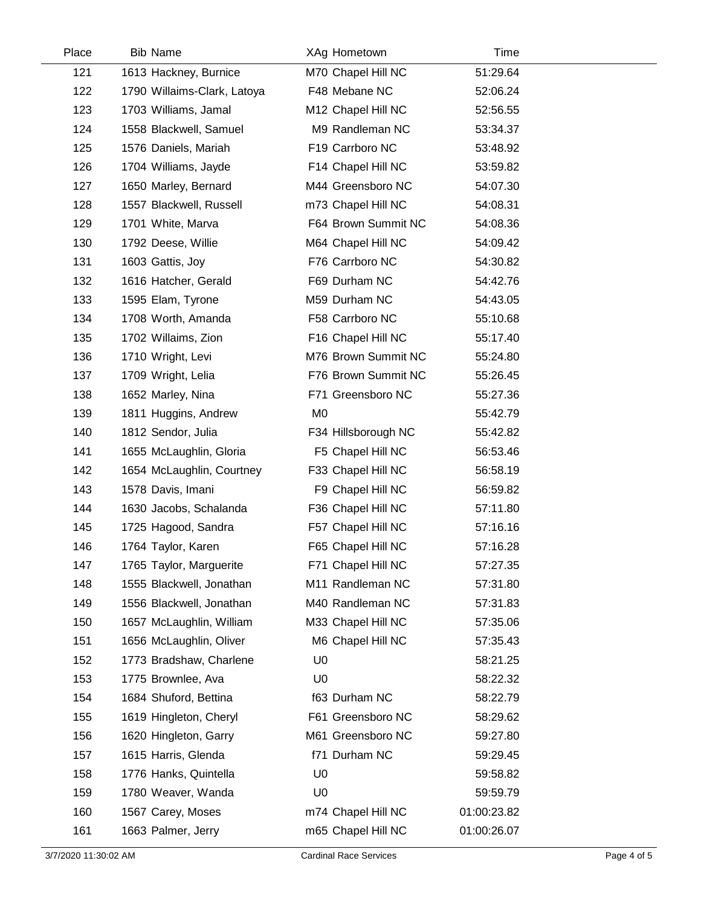| Place | Bib | Name | XAg | Hometown | Time |
|---|---|---|---|---|---|
| 121 | 1613 | Hackney, Burnice | M70 | Chapel Hill NC | 51:29.64 |
| 122 | 1790 | Willaims-Clark, Latoya | F48 | Mebane NC | 52:06.24 |
| 123 | 1703 | Williams, Jamal | M12 | Chapel Hill NC | 52:56.55 |
| 124 | 1558 | Blackwell, Samuel | M9 | Randleman NC | 53:34.37 |
| 125 | 1576 | Daniels, Mariah | F19 | Carrboro NC | 53:48.92 |
| 126 | 1704 | Williams, Jayde | F14 | Chapel Hill NC | 53:59.82 |
| 127 | 1650 | Marley, Bernard | M44 | Greensboro NC | 54:07.30 |
| 128 | 1557 | Blackwell, Russell | m73 | Chapel Hill NC | 54:08.31 |
| 129 | 1701 | White, Marva | F64 | Brown Summit NC | 54:08.36 |
| 130 | 1792 | Deese, Willie | M64 | Chapel Hill NC | 54:09.42 |
| 131 | 1603 | Gattis, Joy | F76 | Carrboro NC | 54:30.82 |
| 132 | 1616 | Hatcher, Gerald | F69 | Durham NC | 54:42.76 |
| 133 | 1595 | Elam, Tyrone | M59 | Durham NC | 54:43.05 |
| 134 | 1708 | Worth, Amanda | F58 | Carrboro NC | 55:10.68 |
| 135 | 1702 | Willaims, Zion | F16 | Chapel Hill NC | 55:17.40 |
| 136 | 1710 | Wright, Levi | M76 | Brown Summit NC | 55:24.80 |
| 137 | 1709 | Wright, Lelia | F76 | Brown Summit NC | 55:26.45 |
| 138 | 1652 | Marley, Nina | F71 | Greensboro NC | 55:27.36 |
| 139 | 1811 | Huggins, Andrew | M0 | | 55:42.79 |
| 140 | 1812 | Sendor, Julia | F34 | Hillsborough NC | 55:42.82 |
| 141 | 1655 | McLaughlin, Gloria | F5 | Chapel Hill NC | 56:53.46 |
| 142 | 1654 | McLaughlin, Courtney | F33 | Chapel Hill NC | 56:58.19 |
| 143 | 1578 | Davis, Imani | F9 | Chapel Hill NC | 56:59.82 |
| 144 | 1630 | Jacobs, Schalanda | F36 | Chapel Hill NC | 57:11.80 |
| 145 | 1725 | Hagood, Sandra | F57 | Chapel Hill NC | 57:16.16 |
| 146 | 1764 | Taylor, Karen | F65 | Chapel Hill NC | 57:16.28 |
| 147 | 1765 | Taylor, Marguerite | F71 | Chapel Hill NC | 57:27.35 |
| 148 | 1555 | Blackwell, Jonathan | M11 | Randleman NC | 57:31.80 |
| 149 | 1556 | Blackwell, Jonathan | M40 | Randleman NC | 57:31.83 |
| 150 | 1657 | McLaughlin, William | M33 | Chapel Hill NC | 57:35.06 |
| 151 | 1656 | McLaughlin, Oliver | M6 | Chapel Hill NC | 57:35.43 |
| 152 | 1773 | Bradshaw, Charlene | U0 | | 58:21.25 |
| 153 | 1775 | Brownlee, Ava | U0 | | 58:22.32 |
| 154 | 1684 | Shuford, Bettina | f63 | Durham NC | 58:22.79 |
| 155 | 1619 | Hingleton, Cheryl | F61 | Greensboro NC | 58:29.62 |
| 156 | 1620 | Hingleton, Garry | M61 | Greensboro NC | 59:27.80 |
| 157 | 1615 | Harris, Glenda | f71 | Durham NC | 59:29.45 |
| 158 | 1776 | Hanks, Quintella | U0 | | 59:58.82 |
| 159 | 1780 | Weaver, Wanda | U0 | | 59:59.79 |
| 160 | 1567 | Carey, Moses | m74 | Chapel Hill NC | 01:00:23.82 |
| 161 | 1663 | Palmer, Jerry | m65 | Chapel Hill NC | 01:00:26.07 |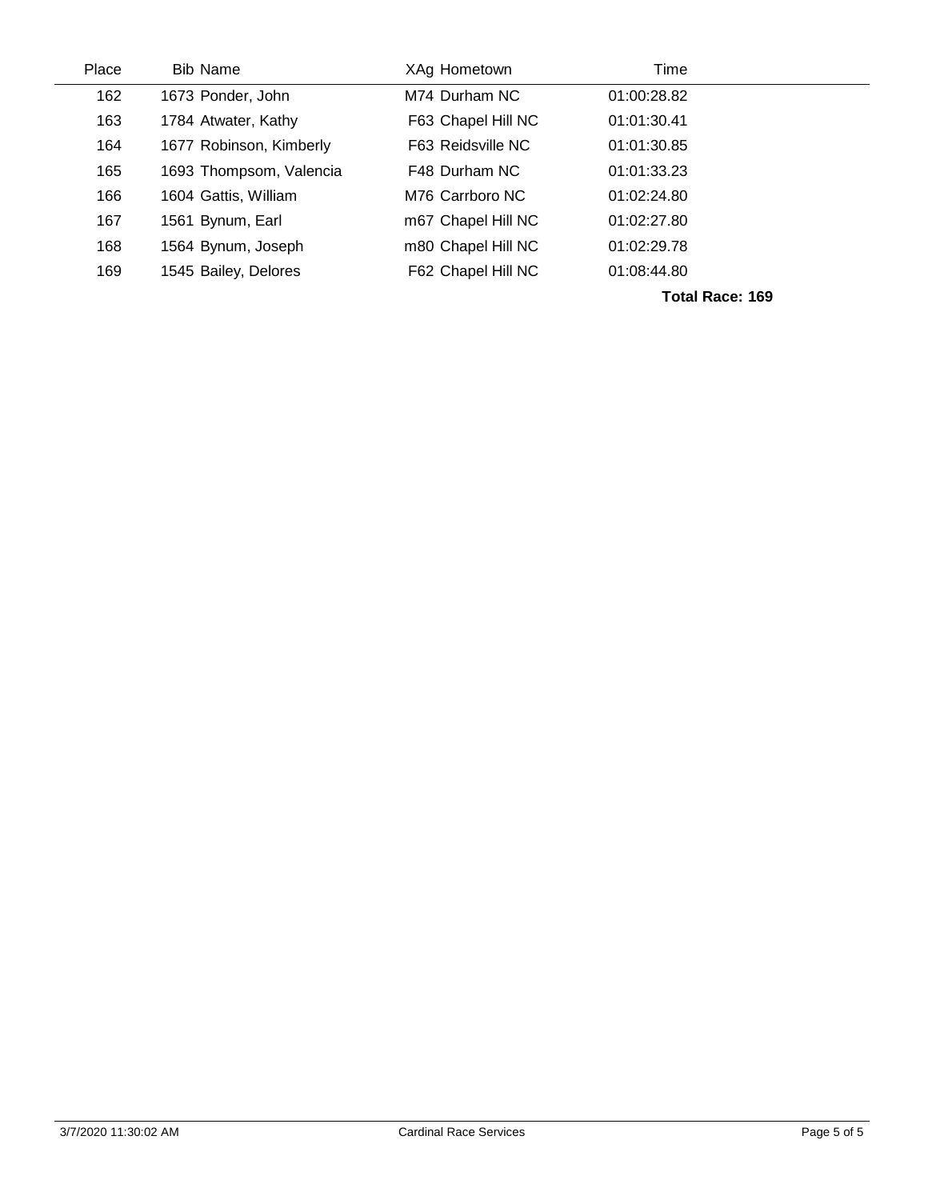| Place | Bib | Name | XAg | Hometown | Time |
|---|---|---|---|---|---|
| 162 | 1673 | Ponder, John | M74 | Durham NC | 01:00:28.82 |
| 163 | 1784 | Atwater, Kathy | F63 | Chapel Hill NC | 01:01:30.41 |
| 164 | 1677 | Robinson, Kimberly | F63 | Reidsville NC | 01:01:30.85 |
| 165 | 1693 | Thompsom, Valencia | F48 | Durham NC | 01:01:33.23 |
| 166 | 1604 | Gattis, William | M76 | Carrboro NC | 01:02:24.80 |
| 167 | 1561 | Bynum, Earl | m67 | Chapel Hill NC | 01:02:27.80 |
| 168 | 1564 | Bynum, Joseph | m80 | Chapel Hill NC | 01:02:29.78 |
| 169 | 1545 | Bailey, Delores | F62 | Chapel Hill NC | 01:08:44.80 |

**Total Race: 169**